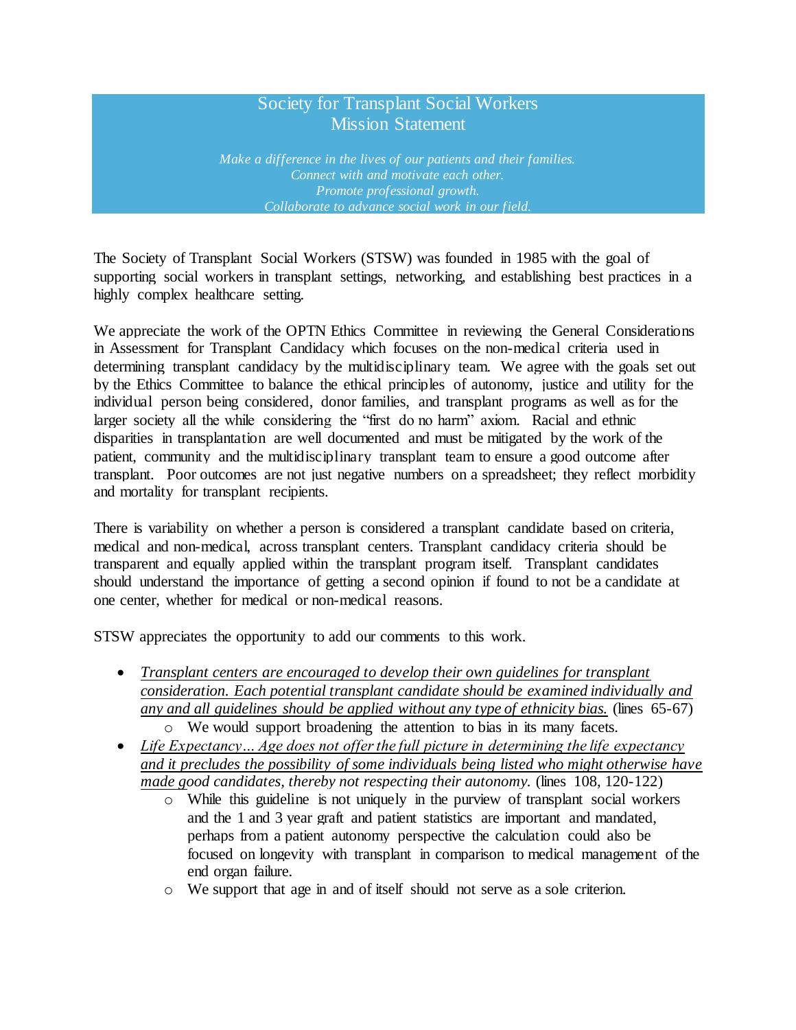## Society for Transplant Social Workers
## Mission Statement

*Make a difference in the lives of our patients and their families.*
*Connect with and motivate each other.*
*Promote professional growth.*
*Collaborate to advance social work in our field.*

The Society of Transplant Social Workers (STSW) was founded in 1985 with the goal of supporting social workers in transplant settings, networking, and establishing best practices in a highly complex healthcare setting.

We appreciate the work of the OPTN Ethics Committee in reviewing the General Considerations in Assessment for Transplant Candidacy which focuses on the non-medical criteria used in determining transplant candidacy by the multidisciplinary team. We agree with the goals set out by the Ethics Committee to balance the ethical principles of autonomy, justice and utility for the individual person being considered, donor families, and transplant programs as well as for the larger society all the while considering the "first do no harm" axiom. Racial and ethnic disparities in transplantation are well documented and must be mitigated by the work of the patient, community and the multidisciplinary transplant team to ensure a good outcome after transplant. Poor outcomes are not just negative numbers on a spreadsheet; they reflect morbidity and mortality for transplant recipients.

There is variability on whether a person is considered a transplant candidate based on criteria, medical and non-medical, across transplant centers. Transplant candidacy criteria should be transparent and equally applied within the transplant program itself. Transplant candidates should understand the importance of getting a second opinion if found to not be a candidate at one center, whether for medical or non-medical reasons.

STSW appreciates the opportunity to add our comments to this work.

- <u>*Transplant centers are encouraged to develop their own guidelines for transplant consideration. Each potential transplant candidate should be examined individually and any and all guidelines should be applied without any type of ethnicity bias.*</u> (lines 65-67)
  - We would support broadening the attention to bias in its many facets.
- *<u>Life Expectancy… Age does not offer the full picture in determining the life expectancy and it precludes the possibility of some individuals being listed who might otherwise have made g</u>ood candidates, thereby not respecting their autonomy.* (lines 108, 120-122)
  - While this guideline is not uniquely in the purview of transplant social workers and the 1 and 3 year graft and patient statistics are important and mandated, perhaps from a patient autonomy perspective the calculation could also be focused on longevity with transplant in comparison to medical management of the end organ failure.
  - We support that age in and of itself should not serve as a sole criterion.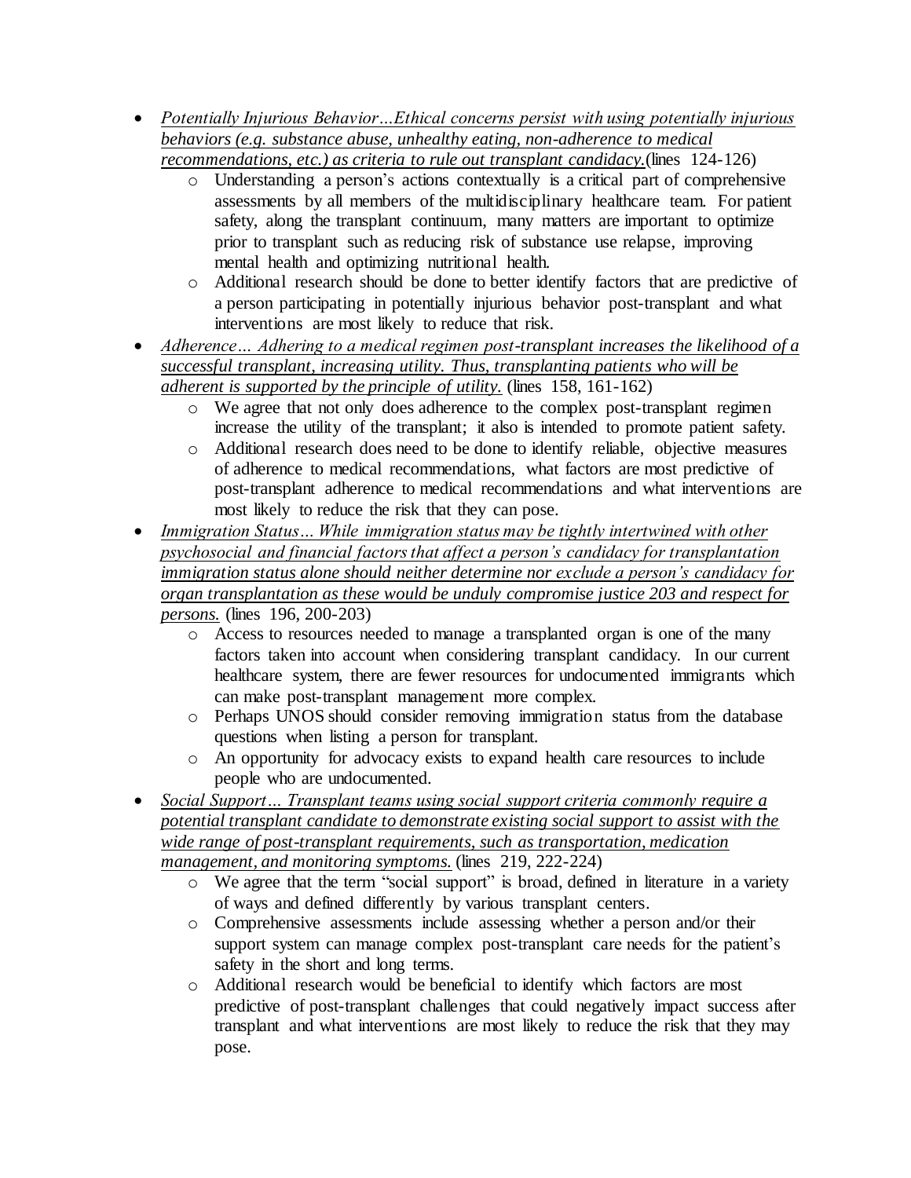- *Potentially Injurious Behavior…Ethical concerns persist with using potentially injurious behaviors (e.g. substance abuse, unhealthy eating, non-adherence to medical recommendations, etc.) as criteria to rule out transplant candidacy.* (lines 124-126)
    - Understanding a person's actions contextually is a critical part of comprehensive assessments by all members of the multidisciplinary healthcare team. For patient safety, along the transplant continuum, many matters are important to optimize prior to transplant such as reducing risk of substance use relapse, improving mental health and optimizing nutritional health.
    - Additional research should be done to better identify factors that are predictive of a person participating in potentially injurious behavior post-transplant and what interventions are most likely to reduce that risk.
- *Adherence… Adhering to a medical regimen post-transplant increases the likelihood of a successful transplant, increasing utility. Thus, transplanting patients who will be adherent is supported by the principle of utility.* (lines 158, 161-162)
    - We agree that not only does adherence to the complex post-transplant regimen increase the utility of the transplant; it also is intended to promote patient safety.
    - Additional research does need to be done to identify reliable, objective measures of adherence to medical recommendations, what factors are most predictive of post-transplant adherence to medical recommendations and what interventions are most likely to reduce the risk that they can pose.
- *Immigration Status… While immigration status may be tightly intertwined with other psychosocial and financial factors that affect a person's candidacy for transplantation immigration status alone should neither determine nor exclude a person's candidacy for organ transplantation as these would be unduly compromise justice 203 and respect for persons.* (lines 196, 200-203)
    - Access to resources needed to manage a transplanted organ is one of the many factors taken into account when considering transplant candidacy. In our current healthcare system, there are fewer resources for undocumented immigrants which can make post-transplant management more complex.
    - Perhaps UNOS should consider removing immigration status from the database questions when listing a person for transplant.
    - An opportunity for advocacy exists to expand health care resources to include people who are undocumented.
- *Social Support… Transplant teams using social support criteria commonly require a potential transplant candidate to demonstrate existing social support to assist with the wide range of post-transplant requirements, such as transportation, medication management, and monitoring symptoms.* (lines 219, 222-224)
    - We agree that the term "social support" is broad, defined in literature in a variety of ways and defined differently by various transplant centers.
    - Comprehensive assessments include assessing whether a person and/or their support system can manage complex post-transplant care needs for the patient's safety in the short and long terms.
    - Additional research would be beneficial to identify which factors are most predictive of post-transplant challenges that could negatively impact success after transplant and what interventions are most likely to reduce the risk that they may pose.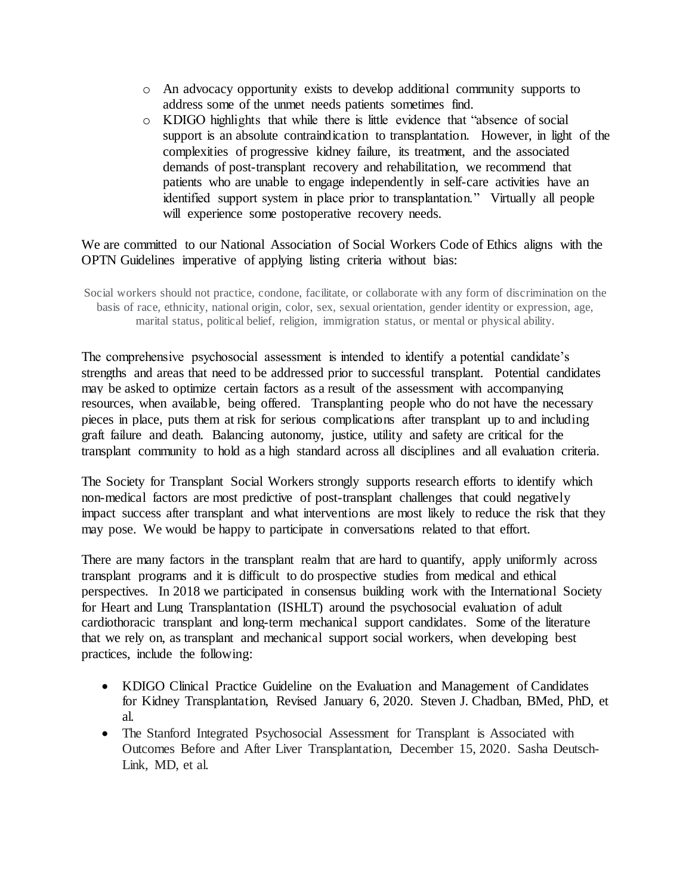- An advocacy opportunity exists to develop additional community supports to address some of the unmet needs patients sometimes find.
- KDIGO highlights that while there is little evidence that "absence of social support is an absolute contraindication to transplantation. However, in light of the complexities of progressive kidney failure, its treatment, and the associated demands of post-transplant recovery and rehabilitation, we recommend that patients who are unable to engage independently in self-care activities have an identified support system in place prior to transplantation." Virtually all people will experience some postoperative recovery needs.

We are committed to our National Association of Social Workers Code of Ethics aligns with the OPTN Guidelines imperative of applying listing criteria without bias:

> Social workers should not practice, condone, facilitate, or collaborate with any form of discrimination on the basis of race, ethnicity, national origin, color, sex, sexual orientation, gender identity or expression, age, marital status, political belief, religion, immigration status, or mental or physical ability.

The comprehensive psychosocial assessment is intended to identify a potential candidate's strengths and areas that need to be addressed prior to successful transplant. Potential candidates may be asked to optimize certain factors as a result of the assessment with accompanying resources, when available, being offered. Transplanting people who do not have the necessary pieces in place, puts them at risk for serious complications after transplant up to and including graft failure and death. Balancing autonomy, justice, utility and safety are critical for the transplant community to hold as a high standard across all disciplines and all evaluation criteria.

The Society for Transplant Social Workers strongly supports research efforts to identify which non-medical factors are most predictive of post-transplant challenges that could negatively impact success after transplant and what interventions are most likely to reduce the risk that they may pose. We would be happy to participate in conversations related to that effort.

There are many factors in the transplant realm that are hard to quantify, apply uniformly across transplant programs and it is difficult to do prospective studies from medical and ethical perspectives. In 2018 we participated in consensus building work with the International Society for Heart and Lung Transplantation (ISHLT) around the psychosocial evaluation of adult cardiothoracic transplant and long-term mechanical support candidates. Some of the literature that we rely on, as transplant and mechanical support social workers, when developing best practices, include the following:

- KDIGO Clinical Practice Guideline on the Evaluation and Management of Candidates for Kidney Transplantation, Revised January 6, 2020. Steven J. Chadban, BMed, PhD, et al.
- The Stanford Integrated Psychosocial Assessment for Transplant is Associated with Outcomes Before and After Liver Transplantation, December 15, 2020. Sasha Deutsch-Link, MD, et al.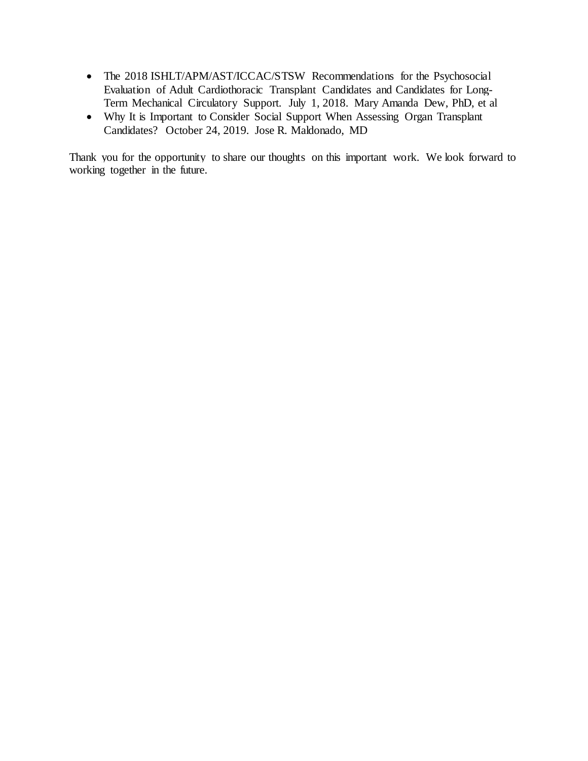- The 2018 ISHLT/APM/AST/ICCAC/STSW Recommendations for the Psychosocial Evaluation of Adult Cardiothoracic Transplant Candidates and Candidates for Long-Term Mechanical Circulatory Support. July 1, 2018. Mary Amanda Dew, PhD, et al
- Why It is Important to Consider Social Support When Assessing Organ Transplant Candidates? October 24, 2019. Jose R. Maldonado, MD

Thank you for the opportunity to share our thoughts on this important work. We look forward to working together in the future.